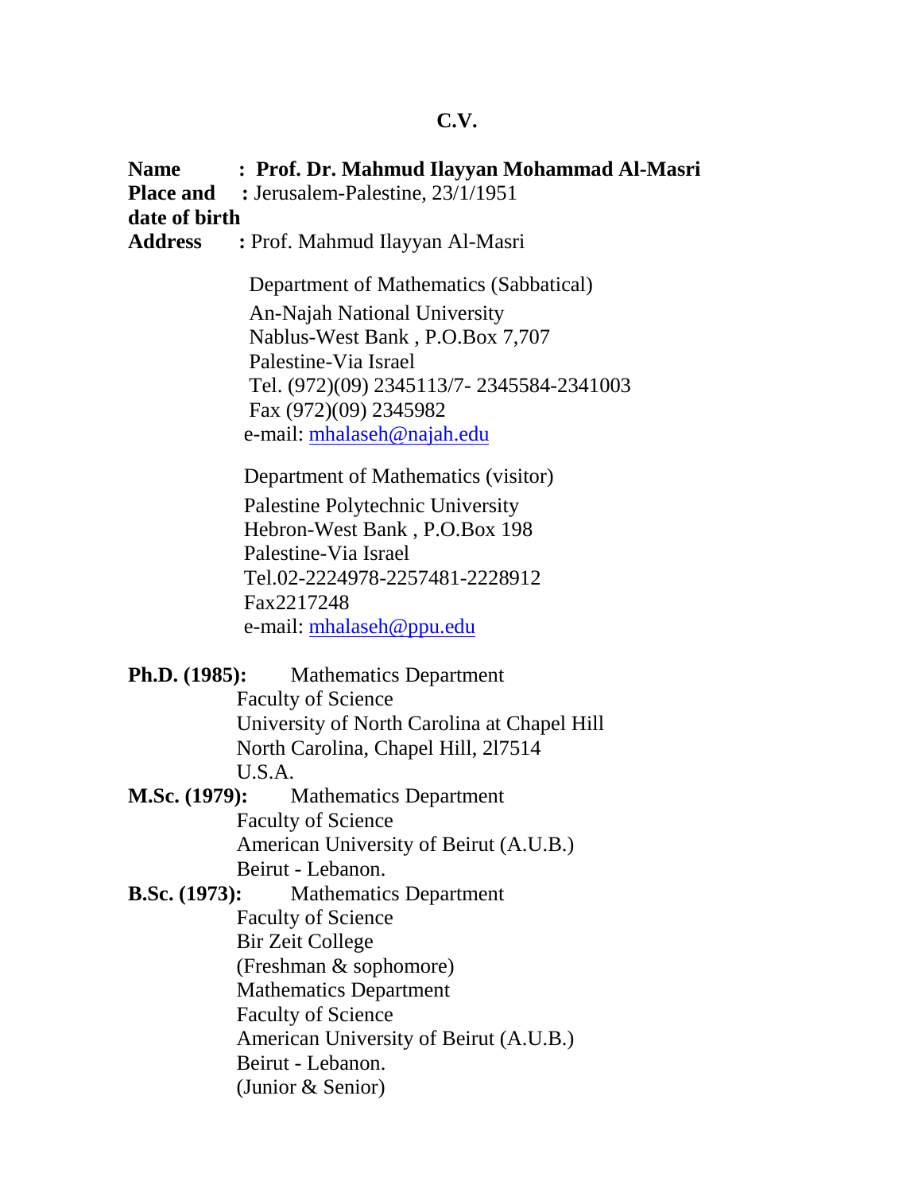# C.V.

**Name** : **Prof. Dr. Mahmud Ilayyan Mohammad Al-Masri**

**Place and date of birth** : Jerusalem-Palestine, 23/1/1951

**Address** : Prof. Mahmud Ilayyan Al-Masri

Department of Mathematics (Sabbatical)
An-Najah National University
Nablus-West Bank , P.O.Box 7,707
Palestine-Via Israel
Tel. (972)(09) 2345113/7- 2345584-2341003
Fax (972)(09) 2345982
e-mail: mhalaseh@najah.edu

Department of Mathematics (visitor)
Palestine Polytechnic University
Hebron-West Bank , P.O.Box 198
Palestine-Via Israel
Tel.02-2224978-2257481-2228912
Fax2217248
e-mail: mhalaseh@ppu.edu

**Ph.D. (1985):** Mathematics Department
Faculty of Science
University of North Carolina at Chapel Hill
North Carolina, Chapel Hill, 2l7514
U.S.A.

**M.Sc. (1979):** Mathematics Department
Faculty of Science
American University of Beirut (A.U.B.)
Beirut - Lebanon.

**B.Sc. (1973):** Mathematics Department
Faculty of Science
Bir Zeit College
(Freshman & sophomore)
Mathematics Department
Faculty of Science
American University of Beirut (A.U.B.)
Beirut - Lebanon.
(Junior & Senior)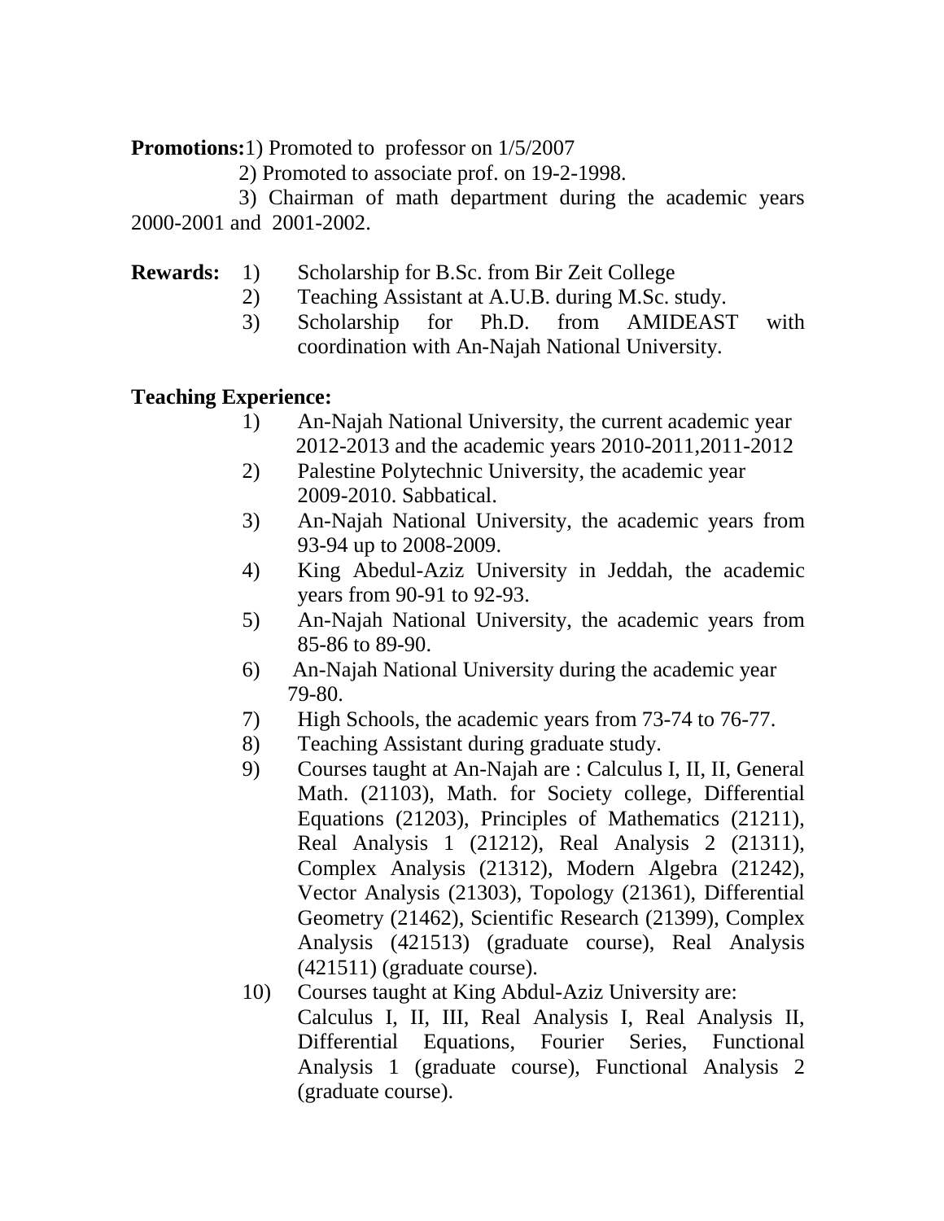**Promotions:** 1) Promoted to professor on 1/5/2007

2) Promoted to associate prof. on 19-2-1998.

3) Chairman of math department during the academic years 2000-2001 and 2001-2002.

**Rewards:**
1) Scholarship for B.Sc. from Bir Zeit College
2) Teaching Assistant at A.U.B. during M.Sc. study.
3) Scholarship for Ph.D. from AMIDEAST with coordination with An-Najah National University.

**Teaching Experience:**

1) An-Najah National University, the current academic year 2012-2013 and the academic years 2010-2011,2011-2012
2) Palestine Polytechnic University, the academic year 2009-2010. Sabbatical.
3) An-Najah National University, the academic years from 93-94 up to 2008-2009.
4) King Abedul-Aziz University in Jeddah, the academic years from 90-91 to 92-93.
5) An-Najah National University, the academic years from 85-86 to 89-90.
6) An-Najah National University during the academic year 79-80.
7) High Schools, the academic years from 73-74 to 76-77.
8) Teaching Assistant during graduate study.
9) Courses taught at An-Najah are : Calculus I, II, II, General Math. (21103), Math. for Society college, Differential Equations (21203), Principles of Mathematics (21211), Real Analysis 1 (21212), Real Analysis 2 (21311), Complex Analysis (21312), Modern Algebra (21242), Vector Analysis (21303), Topology (21361), Differential Geometry (21462), Scientific Research (21399), Complex Analysis (421513) (graduate course), Real Analysis (421511) (graduate course).
10) Courses taught at King Abdul-Aziz University are: Calculus I, II, III, Real Analysis I, Real Analysis II, Differential Equations, Fourier Series, Functional Analysis 1 (graduate course), Functional Analysis 2 (graduate course).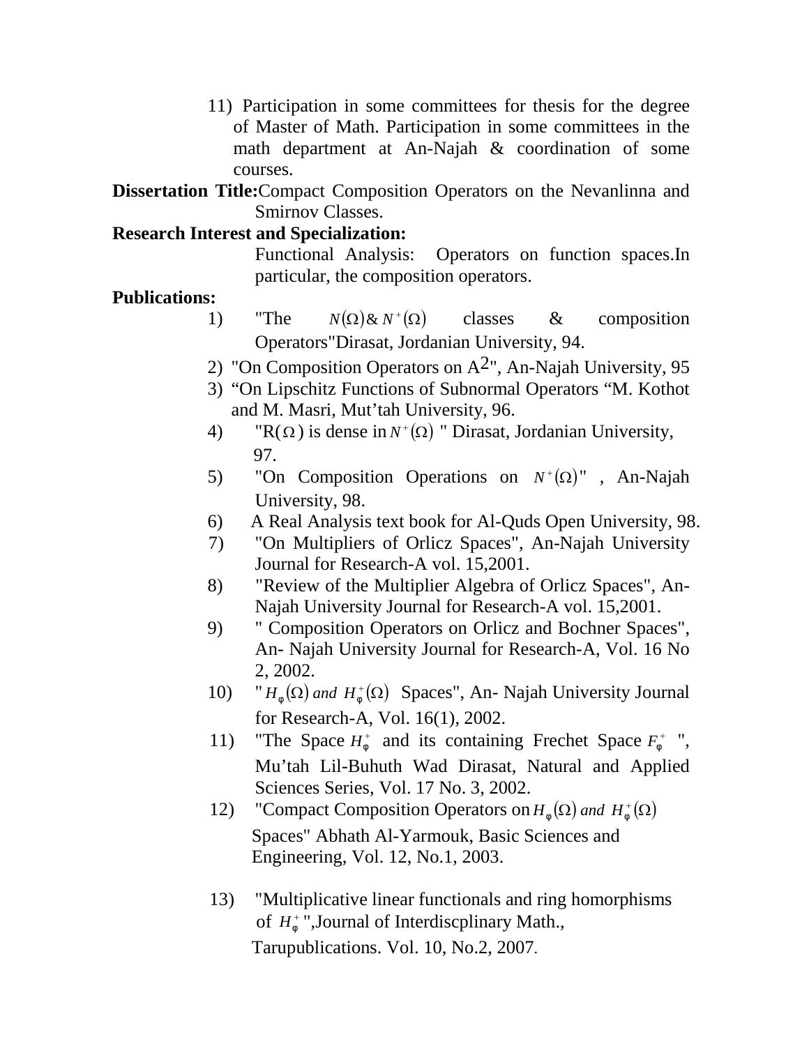11) Participation in some committees for thesis for the degree of Master of Math. Participation in some committees in the math department at An-Najah & coordination of some courses.

**Dissertation Title:** Compact Composition Operators on the Nevanlinna and Smirnov Classes.

**Research Interest and Specialization:**

Functional Analysis: Operators on function spaces.In particular, the composition operators.

**Publications:**

1) "The $N(\Omega)$ & $N^{+}(\Omega)$ classes & composition Operators"Dirasat, Jordanian University, 94.
2) "On Composition Operators on $A^2$", An-Najah University, 95
3) "On Lipschitz Functions of Subnormal Operators "M. Kothot and M. Masri, Mut'tah University, 96.
4) "R($\Omega$) is dense in $N^{+}(\Omega)$ " Dirasat, Jordanian University, 97.
5) "On Composition Operations on $N^{+}(\Omega)$" , An-Najah University, 98.
6) A Real Analysis text book for Al-Quds Open University, 98.
7) "On Multipliers of Orlicz Spaces", An-Najah University Journal for Research-A vol. 15,2001.
8) "Review of the Multiplier Algebra of Orlicz Spaces", An-Najah University Journal for Research-A vol. 15,2001.
9) " Composition Operators on Orlicz and Bochner Spaces", An- Najah University Journal for Research-A, Vol. 16 No 2, 2002.
10) " $H_{\varphi}(\Omega)$ *and* $H_{\varphi}^{+}(\Omega)$ Spaces", An- Najah University Journal for Research-A, Vol. 16(1), 2002.
11) "The Space $H_{\varphi}^{+}$ and its containing Frechet Space $F_{\varphi}^{+}$ ", Mu'tah Lil-Buhuth Wad Dirasat, Natural and Applied Sciences Series, Vol. 17 No. 3, 2002.
12) "Compact Composition Operators on $H_{\varphi}(\Omega)$ *and* $H_{\varphi}^{+}(\Omega)$ Spaces" Abhath Al-Yarmouk, Basic Sciences and Engineering, Vol. 12, No.1, 2003.
13) "Multiplicative linear functionals and ring homorphisms of $H_{\varphi}^{+}$ ",Journal of Interdiscplinary Math., Tarupublications. Vol. 10, No.2, 2007.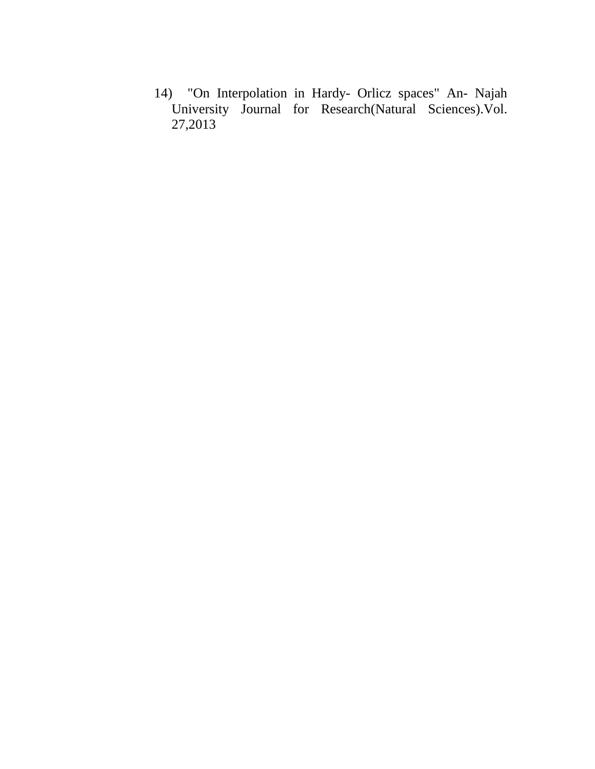14) "On Interpolation in Hardy- Orlicz spaces" An- Najah University Journal for Research(Natural Sciences).Vol. 27,2013